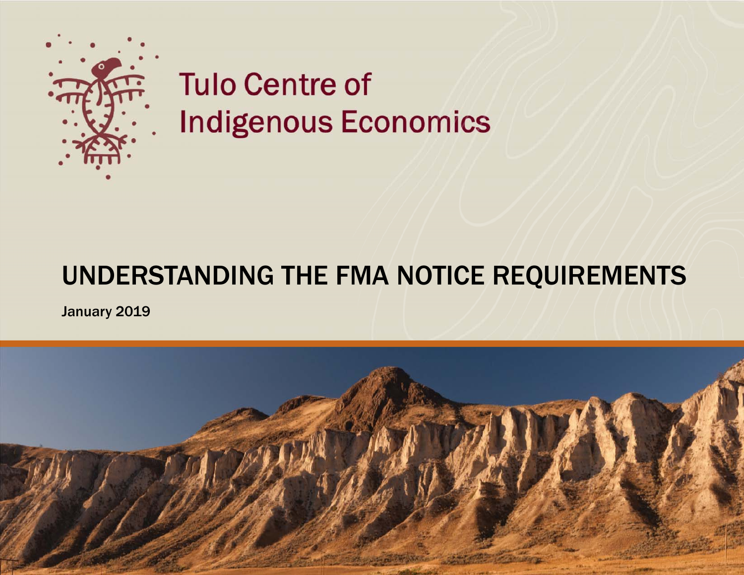Tulo Centre of Indigenous Economics

# UNDERSTANDING THE FMA NOTICE REQUIREMENTS

January 2019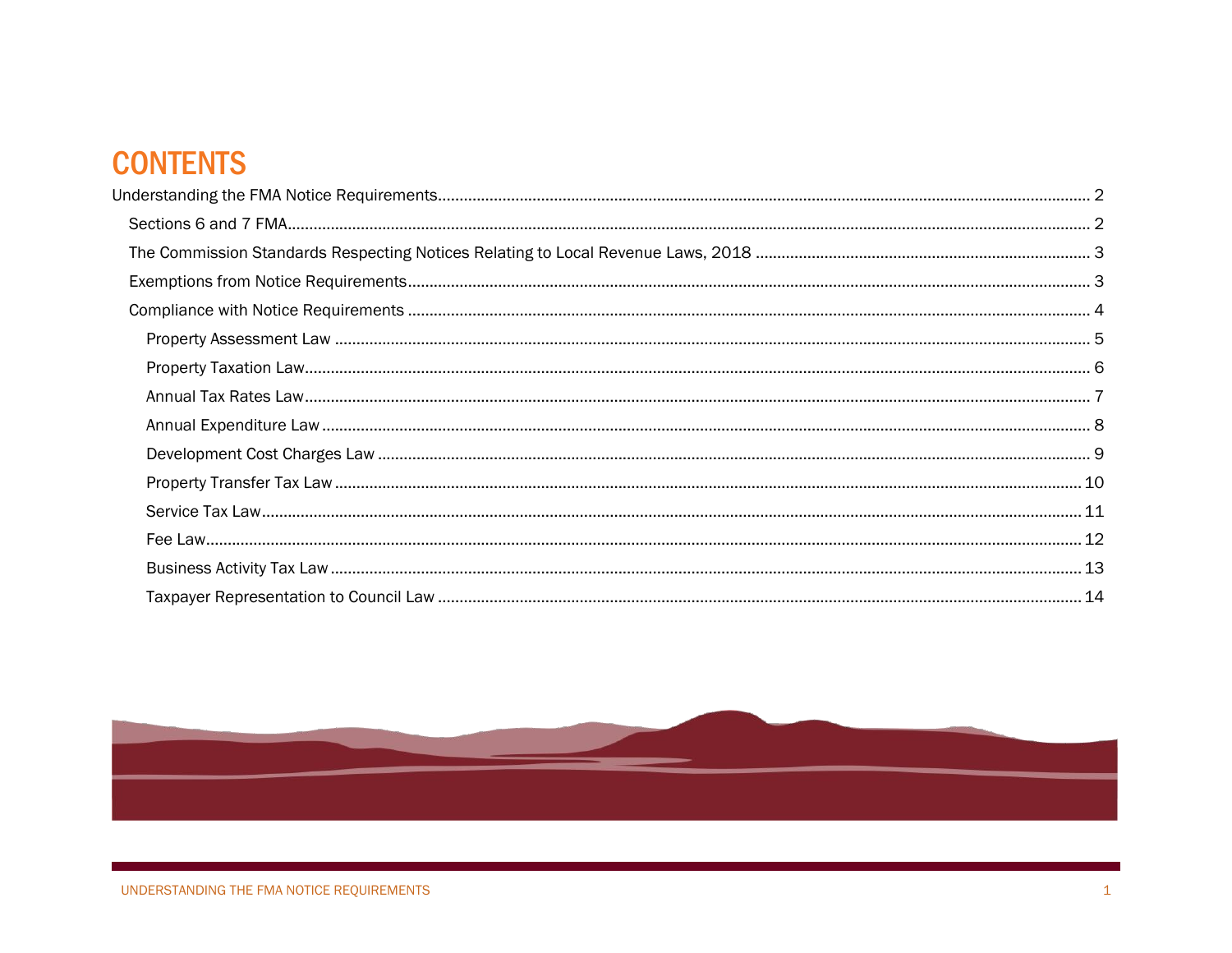# CONTENTS

- Understanding the FMA Notice Requirements.......... 2
  - Sections 6 and 7 FMA.......... 2
  - The Commission Standards Respecting Notices Relating to Local Revenue Laws, 2018.......... 3
  - Exemptions from Notice Requirements.......... 3
  - Compliance with Notice Requirements.......... 4
    - Property Assessment Law.......... 5
    - Property Taxation Law.......... 6
    - Annual Tax Rates Law.......... 7
    - Annual Expenditure Law.......... 8
    - Development Cost Charges Law.......... 9
    - Property Transfer Tax Law.......... 10
    - Service Tax Law.......... 11
    - Fee Law.......... 12
    - Business Activity Tax Law.......... 13
    - Taxpayer Representation to Council Law.......... 14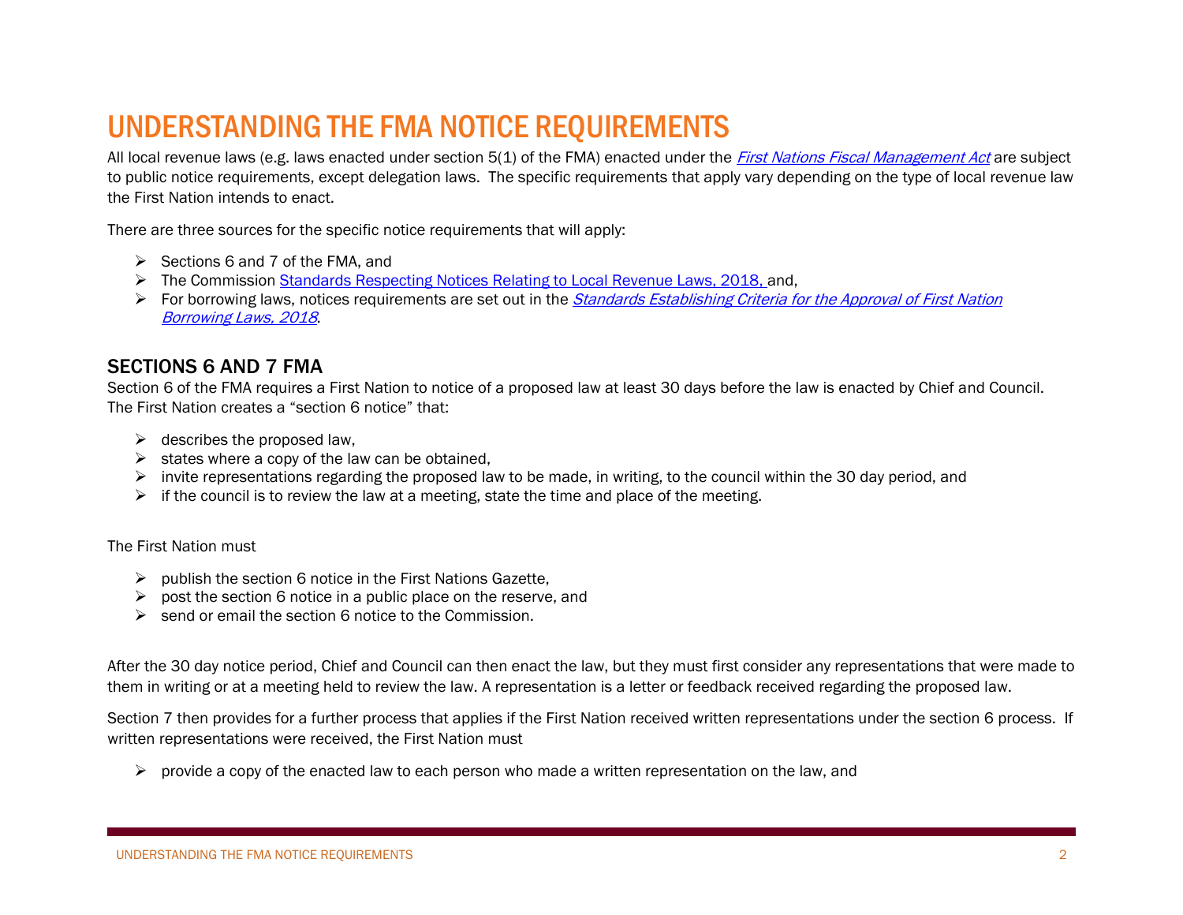# UNDERSTANDING THE FMA NOTICE REQUIREMENTS

All local revenue laws (e.g. laws enacted under section 5(1) of the FMA) enacted under the *First Nations Fiscal Management Act* are subject to public notice requirements, except delegation laws. The specific requirements that apply vary depending on the type of local revenue law the First Nation intends to enact.

There are three sources for the specific notice requirements that will apply:

- Sections 6 and 7 of the FMA, and
- The Commission Standards Respecting Notices Relating to Local Revenue Laws, 2018, and,
- For borrowing laws, notices requirements are set out in the *Standards Establishing Criteria for the Approval of First Nation Borrowing Laws, 2018*.

## SECTIONS 6 AND 7 FMA

Section 6 of the FMA requires a First Nation to notice of a proposed law at least 30 days before the law is enacted by Chief and Council. The First Nation creates a "section 6 notice" that:

- describes the proposed law,
- states where a copy of the law can be obtained,
- invite representations regarding the proposed law to be made, in writing, to the council within the 30 day period, and
- if the council is to review the law at a meeting, state the time and place of the meeting.

The First Nation must

- publish the section 6 notice in the First Nations Gazette,
- post the section 6 notice in a public place on the reserve, and
- send or email the section 6 notice to the Commission.

After the 30 day notice period, Chief and Council can then enact the law, but they must first consider any representations that were made to them in writing or at a meeting held to review the law. A representation is a letter or feedback received regarding the proposed law.

Section 7 then provides for a further process that applies if the First Nation received written representations under the section 6 process. If written representations were received, the First Nation must

- provide a copy of the enacted law to each person who made a written representation on the law, and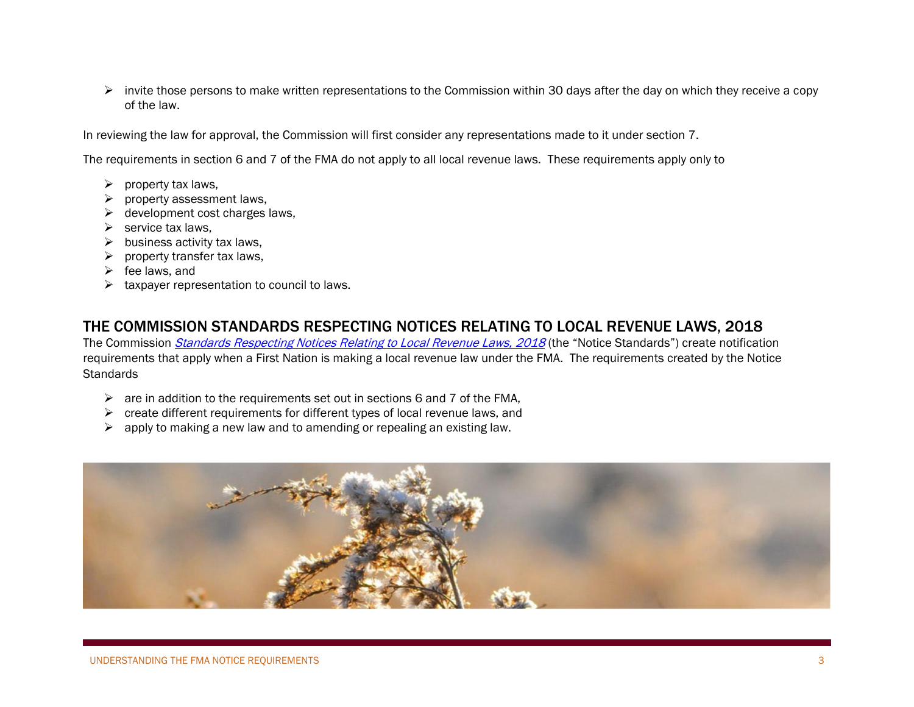- invite those persons to make written representations to the Commission within 30 days after the day on which they receive a copy of the law.

In reviewing the law for approval, the Commission will first consider any representations made to it under section 7.

The requirements in section 6 and 7 of the FMA do not apply to all local revenue laws. These requirements apply only to

- property tax laws,
- property assessment laws,
- development cost charges laws,
- service tax laws,
- business activity tax laws,
- property transfer tax laws,
- fee laws, and
- taxpayer representation to council to laws.

## THE COMMISSION STANDARDS RESPECTING NOTICES RELATING TO LOCAL REVENUE LAWS, 2018

The Commission *Standards Respecting Notices Relating to Local Revenue Laws, 2018* (the "Notice Standards") create notification requirements that apply when a First Nation is making a local revenue law under the FMA. The requirements created by the Notice Standards

- are in addition to the requirements set out in sections 6 and 7 of the FMA,
- create different requirements for different types of local revenue laws, and
- apply to making a new law and to amending or repealing an existing law.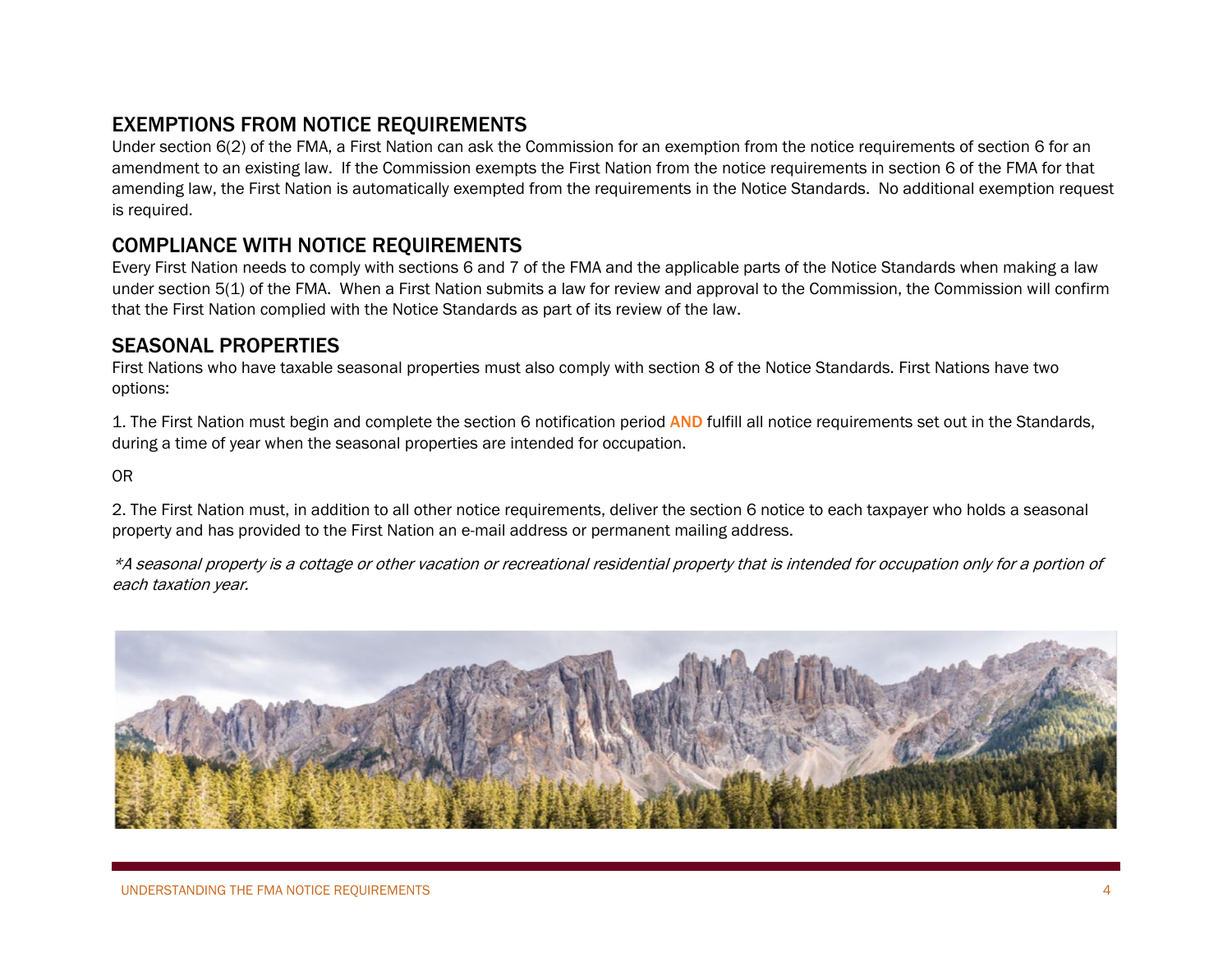## EXEMPTIONS FROM NOTICE REQUIREMENTS

Under section 6(2) of the FMA, a First Nation can ask the Commission for an exemption from the notice requirements of section 6 for an amendment to an existing law. If the Commission exempts the First Nation from the notice requirements in section 6 of the FMA for that amending law, the First Nation is automatically exempted from the requirements in the Notice Standards. No additional exemption request is required.

## COMPLIANCE WITH NOTICE REQUIREMENTS

Every First Nation needs to comply with sections 6 and 7 of the FMA and the applicable parts of the Notice Standards when making a law under section 5(1) of the FMA. When a First Nation submits a law for review and approval to the Commission, the Commission will confirm that the First Nation complied with the Notice Standards as part of its review of the law.

## SEASONAL PROPERTIES

First Nations who have taxable seasonal properties must also comply with section 8 of the Notice Standards. First Nations have two options:

1. The First Nation must begin and complete the section 6 notification period **AND** fulfill all notice requirements set out in the Standards, during a time of year when the seasonal properties are intended for occupation.

OR

2. The First Nation must, in addition to all other notice requirements, deliver the section 6 notice to each taxpayer who holds a seasonal property and has provided to the First Nation an e-mail address or permanent mailing address.

*\*A seasonal property is a cottage or other vacation or recreational residential property that is intended for occupation only for a portion of each taxation year.*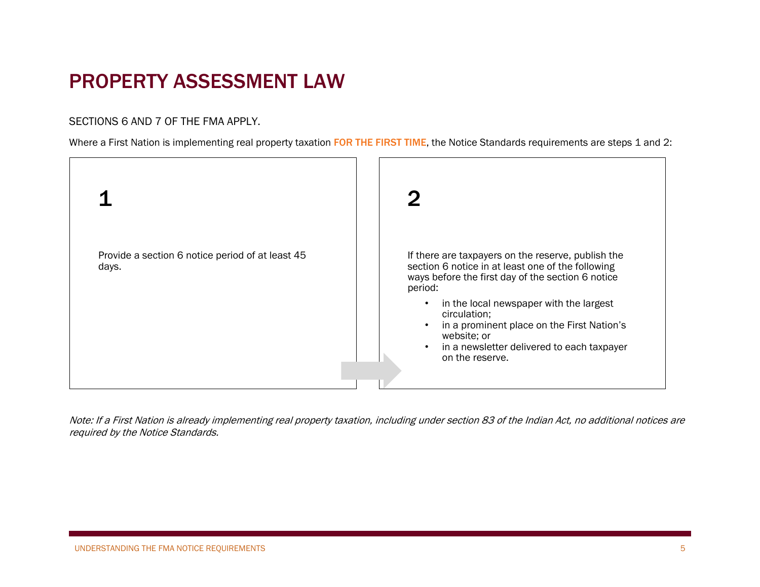# PROPERTY ASSESSMENT LAW

SECTIONS 6 AND 7 OF THE FMA APPLY.

Where a First Nation is implementing real property taxation **FOR THE FIRST TIME**, the Notice Standards requirements are steps 1 and 2:

## 1

Provide a section 6 notice period of at least 45 days.

## 2

If there are taxpayers on the reserve, publish the section 6 notice in at least one of the following ways before the first day of the section 6 notice period:

- in the local newspaper with the largest circulation;
- in a prominent place on the First Nation's website; or
- in a newsletter delivered to each taxpayer on the reserve.

*Note: If a First Nation is already implementing real property taxation, including under section 83 of the Indian Act, no additional notices are required by the Notice Standards.*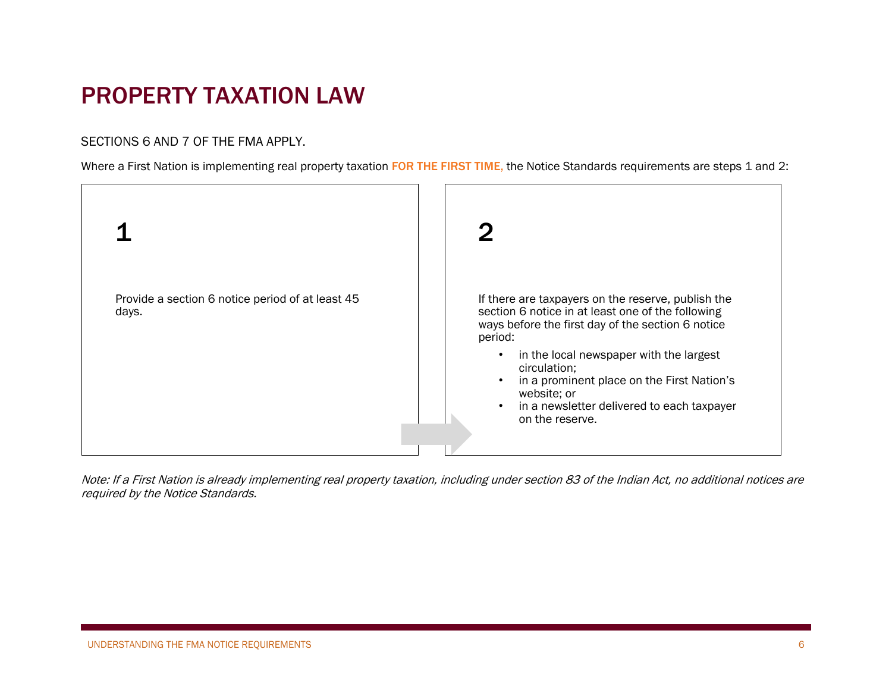# PROPERTY TAXATION LAW

SECTIONS 6 AND 7 OF THE FMA APPLY.

Where a First Nation is implementing real property taxation **FOR THE FIRST TIME,** the Notice Standards requirements are steps 1 and 2:

## 1

Provide a section 6 notice period of at least 45 days.

## 2

If there are taxpayers on the reserve, publish the section 6 notice in at least one of the following ways before the first day of the section 6 notice period:

- in the local newspaper with the largest circulation;
- in a prominent place on the First Nation's website; or
- in a newsletter delivered to each taxpayer on the reserve.

*Note: If a First Nation is already implementing real property taxation, including under section 83 of the Indian Act, no additional notices are required by the Notice Standards.*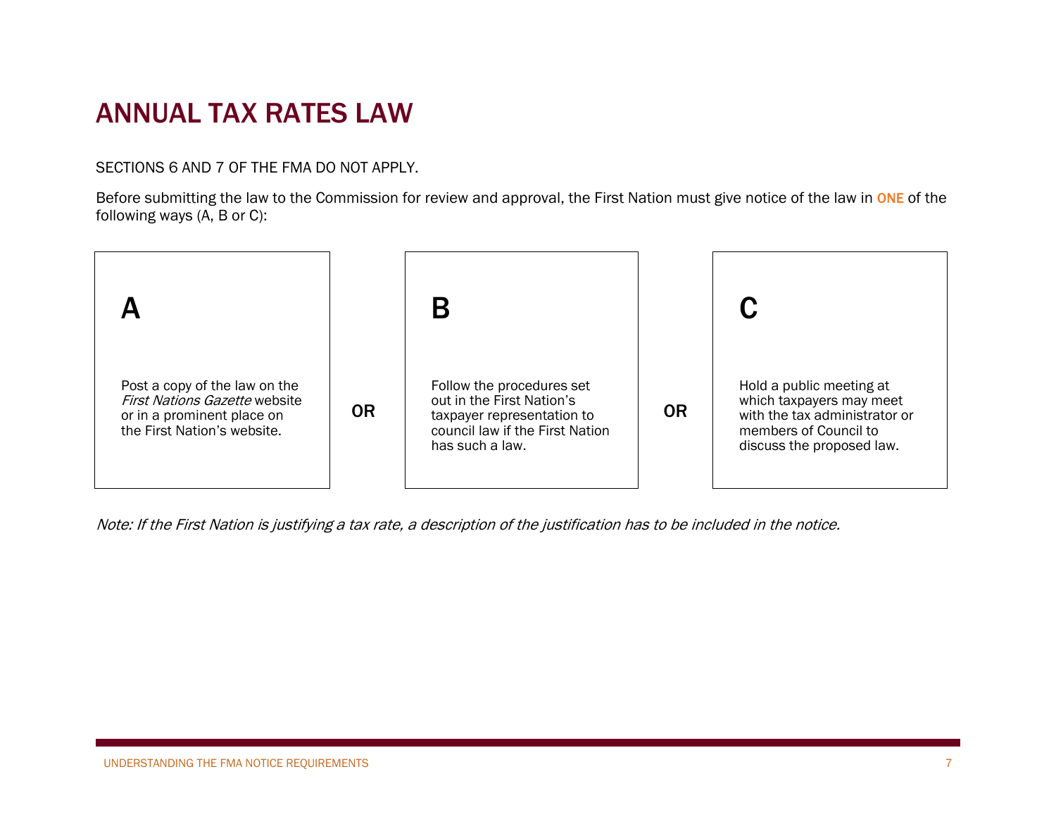# ANNUAL TAX RATES LAW

SECTIONS 6 AND 7 OF THE FMA DO NOT APPLY.

Before submitting the law to the Commission for review and approval, the First Nation must give notice of the law in **ONE** of the following ways (A, B or C):

**A**

Post a copy of the law on the *First Nations Gazette* website or in a prominent place on the First Nation's website.

**OR**

**B**

Follow the procedures set out in the First Nation's taxpayer representation to council law if the First Nation has such a law.

**OR**

**C**

Hold a public meeting at which taxpayers may meet with the tax administrator or members of Council to discuss the proposed law.

*Note: If the First Nation is justifying a tax rate, a description of the justification has to be included in the notice.*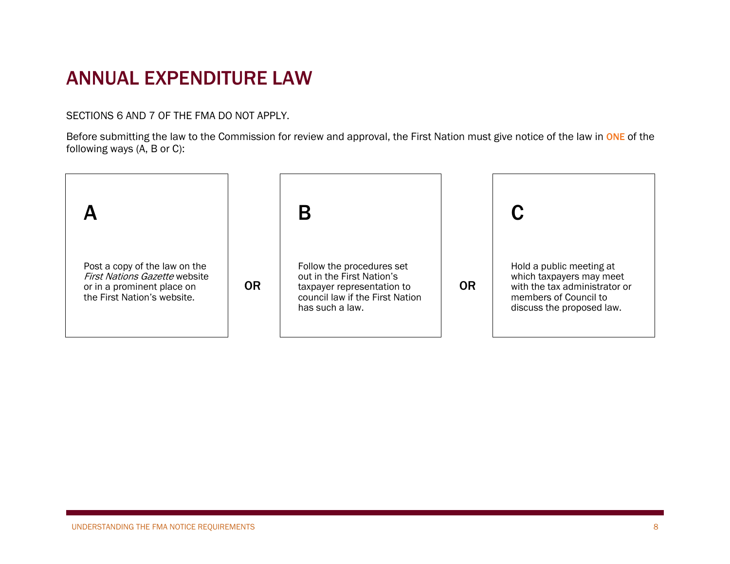# ANNUAL EXPENDITURE LAW

SECTIONS 6 AND 7 OF THE FMA DO NOT APPLY.

Before submitting the law to the Commission for review and approval, the First Nation must give notice of the law in **ONE** of the following ways (A, B or C):

**A**

Post a copy of the law on the *First Nations Gazette* website or in a prominent place on the First Nation's website.

**OR**

**B**

Follow the procedures set out in the First Nation's taxpayer representation to council law if the First Nation has such a law.

**OR**

**C**

Hold a public meeting at which taxpayers may meet with the tax administrator or members of Council to discuss the proposed law.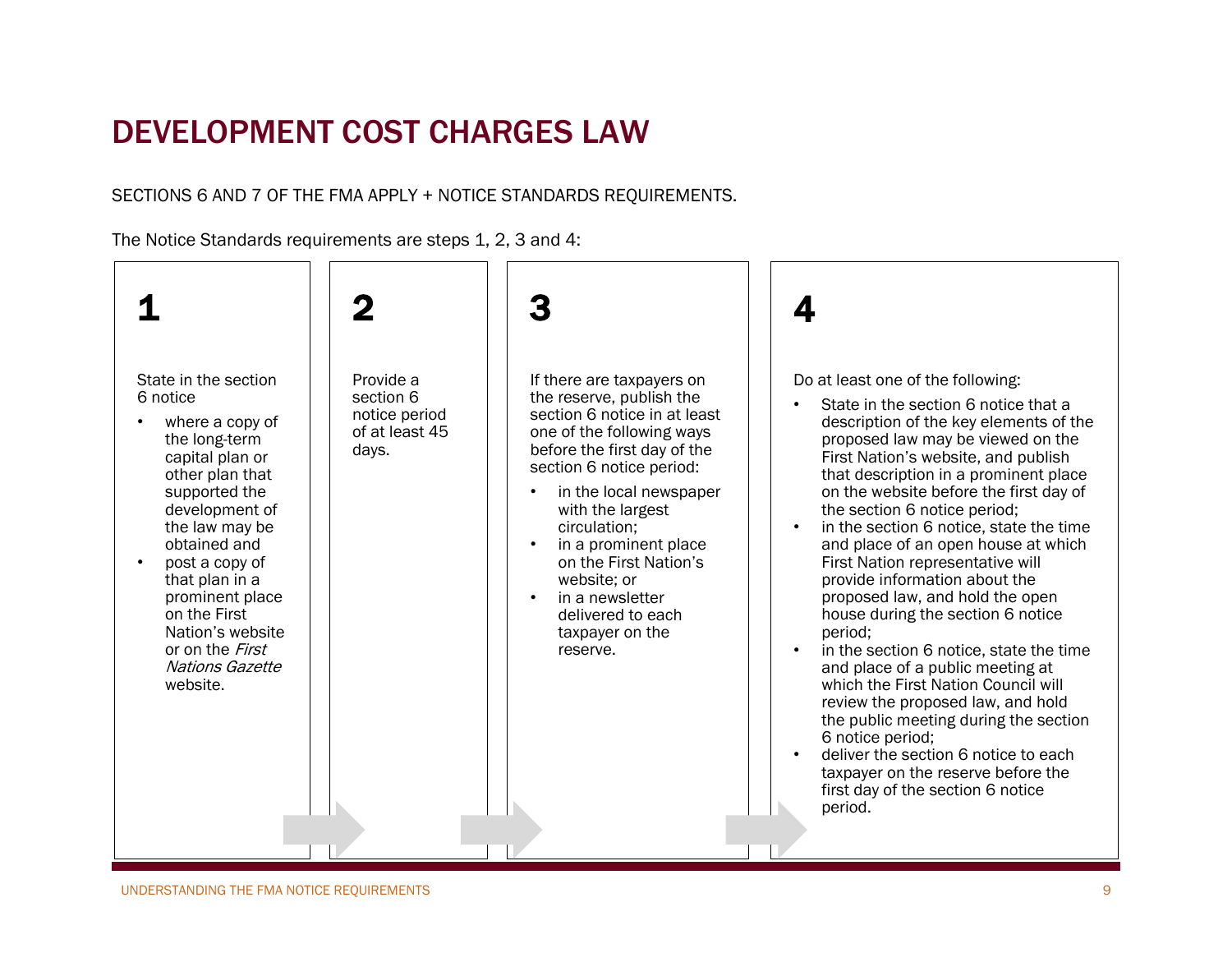# DEVELOPMENT COST CHARGES LAW

SECTIONS 6 AND 7 OF THE FMA APPLY + NOTICE STANDARDS REQUIREMENTS.

The Notice Standards requirements are steps 1, 2, 3 and 4:

## 1

State in the section 6 notice

- where a copy of the long-term capital plan or other plan that supported the development of the law may be obtained and
- post a copy of that plan in a prominent place on the First Nation's website or on the *First Nations Gazette* website.

## 2

Provide a section 6 notice period of at least 45 days.

## 3

If there are taxpayers on the reserve, publish the section 6 notice in at least one of the following ways before the first day of the section 6 notice period:

- in the local newspaper with the largest circulation;
- in a prominent place on the First Nation's website; or
- in a newsletter delivered to each taxpayer on the reserve.

## 4

Do at least one of the following:

- State in the section 6 notice that a description of the key elements of the proposed law may be viewed on the First Nation's website, and publish that description in a prominent place on the website before the first day of the section 6 notice period;
- in the section 6 notice, state the time and place of an open house at which First Nation representative will provide information about the proposed law, and hold the open house during the section 6 notice period;
- in the section 6 notice, state the time and place of a public meeting at which the First Nation Council will review the proposed law, and hold the public meeting during the section 6 notice period;
- deliver the section 6 notice to each taxpayer on the reserve before the first day of the section 6 notice period.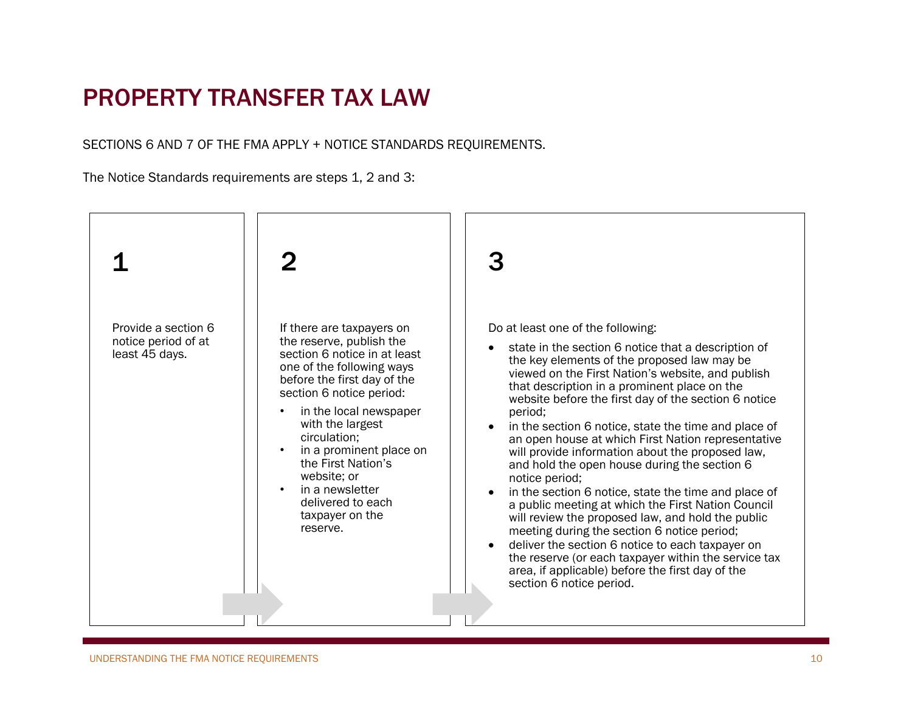# PROPERTY TRANSFER TAX LAW

SECTIONS 6 AND 7 OF THE FMA APPLY + NOTICE STANDARDS REQUIREMENTS.

The Notice Standards requirements are steps 1, 2 and 3:

## 1

Provide a section 6 notice period of at least 45 days.

## 2

If there are taxpayers on the reserve, publish the section 6 notice in at least one of the following ways before the first day of the section 6 notice period:

- in the local newspaper with the largest circulation;
- in a prominent place on the First Nation's website; or
- in a newsletter delivered to each taxpayer on the reserve.

## 3

Do at least one of the following:

- state in the section 6 notice that a description of the key elements of the proposed law may be viewed on the First Nation's website, and publish that description in a prominent place on the website before the first day of the section 6 notice period;
- in the section 6 notice, state the time and place of an open house at which First Nation representative will provide information about the proposed law, and hold the open house during the section 6 notice period;
- in the section 6 notice, state the time and place of a public meeting at which the First Nation Council will review the proposed law, and hold the public meeting during the section 6 notice period;
- deliver the section 6 notice to each taxpayer on the reserve (or each taxpayer within the service tax area, if applicable) before the first day of the section 6 notice period.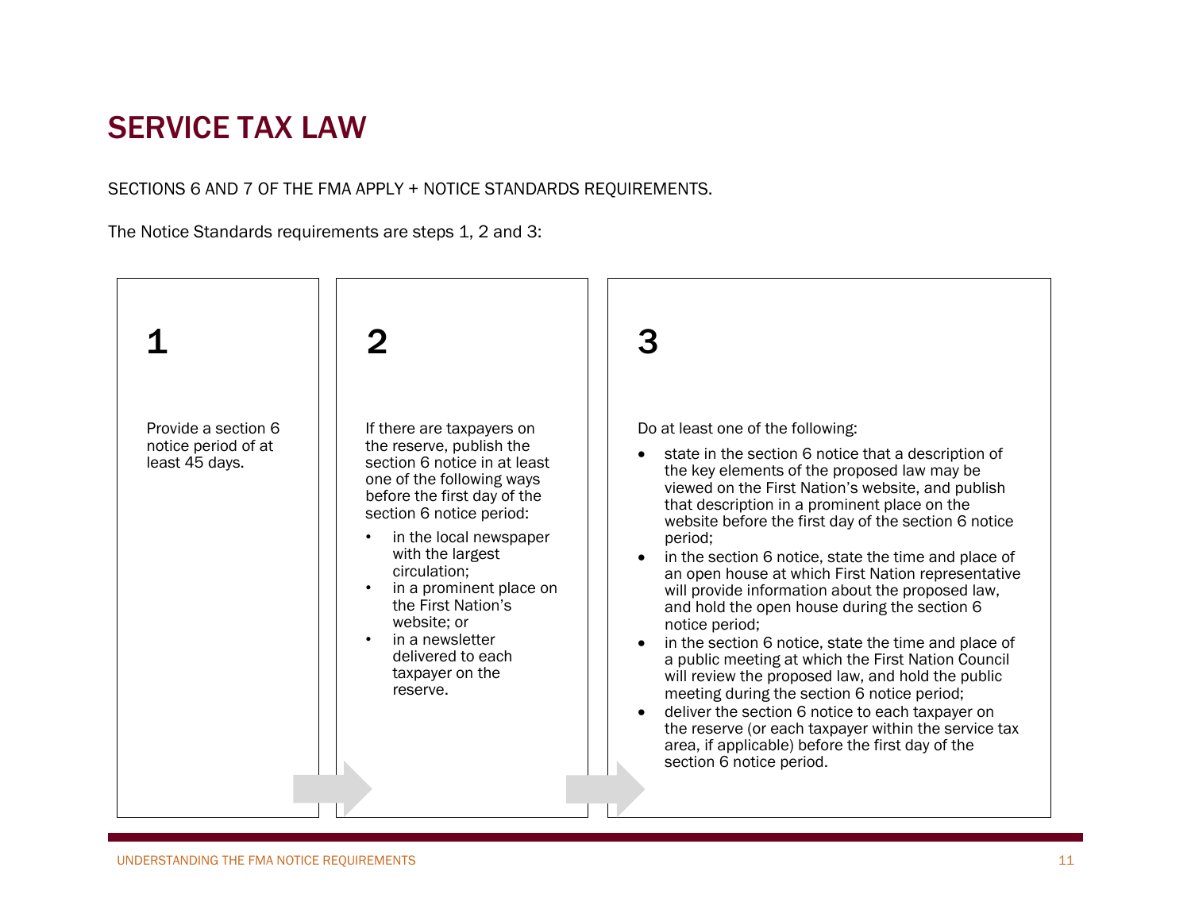# SERVICE TAX LAW

SECTIONS 6 AND 7 OF THE FMA APPLY + NOTICE STANDARDS REQUIREMENTS.

The Notice Standards requirements are steps 1, 2 and 3:

**1**

Provide a section 6 notice period of at least 45 days.

**2**

If there are taxpayers on the reserve, publish the section 6 notice in at least one of the following ways before the first day of the section 6 notice period:

- in the local newspaper with the largest circulation;
- in a prominent place on the First Nation's website; or
- in a newsletter delivered to each taxpayer on the reserve.

**3**

Do at least one of the following:

- state in the section 6 notice that a description of the key elements of the proposed law may be viewed on the First Nation's website, and publish that description in a prominent place on the website before the first day of the section 6 notice period;
- in the section 6 notice, state the time and place of an open house at which First Nation representative will provide information about the proposed law, and hold the open house during the section 6 notice period;
- in the section 6 notice, state the time and place of a public meeting at which the First Nation Council will review the proposed law, and hold the public meeting during the section 6 notice period;
- deliver the section 6 notice to each taxpayer on the reserve (or each taxpayer within the service tax area, if applicable) before the first day of the section 6 notice period.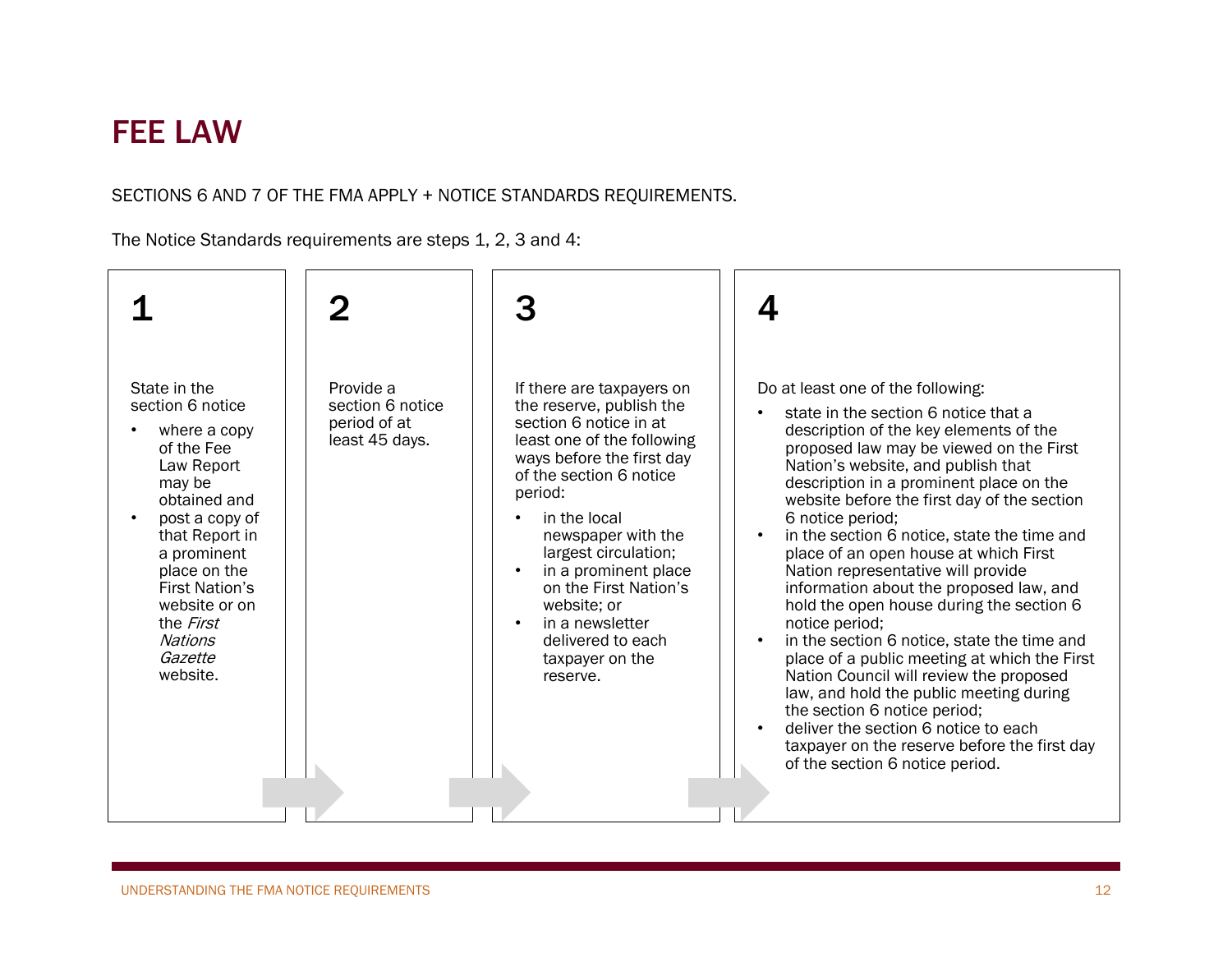# FEE LAW

SECTIONS 6 AND 7 OF THE FMA APPLY + NOTICE STANDARDS REQUIREMENTS.

The Notice Standards requirements are steps 1, 2, 3 and 4:

## 1

State in the section 6 notice

- where a copy of the Fee Law Report may be obtained and
- post a copy of that Report in a prominent place on the First Nation's website or on the *First Nations Gazette* website.

## 2

Provide a section 6 notice period of at least 45 days.

## 3

If there are taxpayers on the reserve, publish the section 6 notice in at least one of the following ways before the first day of the section 6 notice period:

- in the local newspaper with the largest circulation;
- in a prominent place on the First Nation's website; or
- in a newsletter delivered to each taxpayer on the reserve.

## 4

Do at least one of the following:

- state in the section 6 notice that a description of the key elements of the proposed law may be viewed on the First Nation's website, and publish that description in a prominent place on the website before the first day of the section 6 notice period;
- in the section 6 notice, state the time and place of an open house at which First Nation representative will provide information about the proposed law, and hold the open house during the section 6 notice period;
- in the section 6 notice, state the time and place of a public meeting at which the First Nation Council will review the proposed law, and hold the public meeting during the section 6 notice period;
- deliver the section 6 notice to each taxpayer on the reserve before the first day of the section 6 notice period.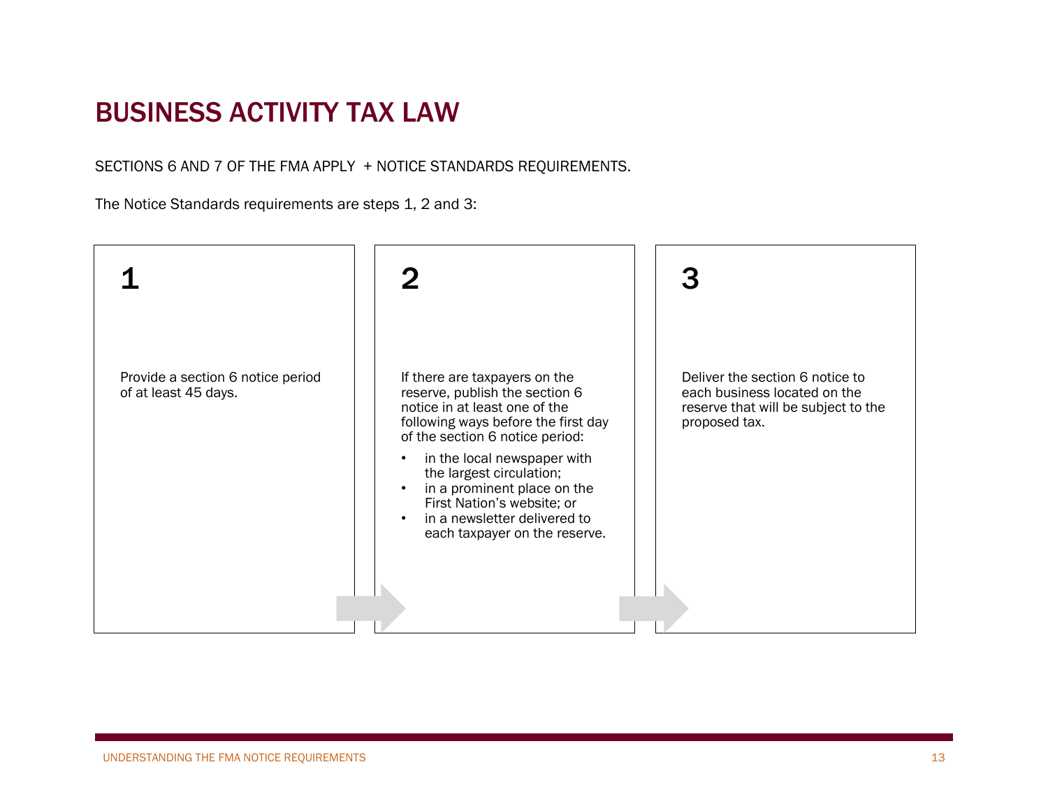# BUSINESS ACTIVITY TAX LAW

SECTIONS 6 AND 7 OF THE FMA APPLY + NOTICE STANDARDS REQUIREMENTS.

The Notice Standards requirements are steps 1, 2 and 3:

**1**

Provide a section 6 notice period of at least 45 days.

**2**

If there are taxpayers on the reserve, publish the section 6 notice in at least one of the following ways before the first day of the section 6 notice period:

- in the local newspaper with the largest circulation;
- in a prominent place on the First Nation's website; or
- in a newsletter delivered to each taxpayer on the reserve.

**3**

Deliver the section 6 notice to each business located on the reserve that will be subject to the proposed tax.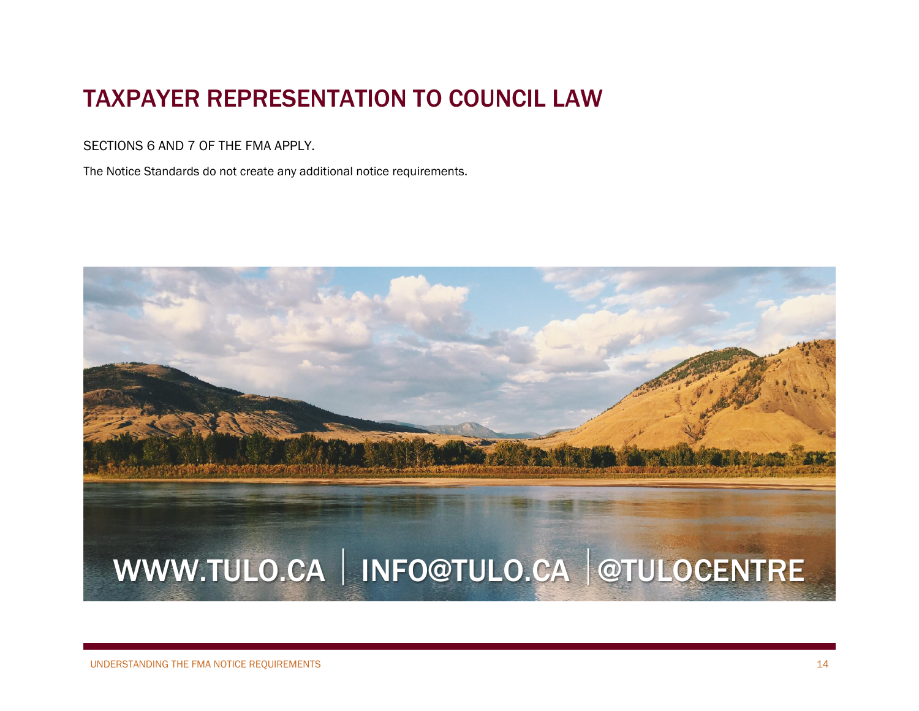# TAXPAYER REPRESENTATION TO COUNCIL LAW

SECTIONS 6 AND 7 OF THE FMA APPLY.

The Notice Standards do not create any additional notice requirements.

WWW.TULO.CA | INFO@TULO.CA | @TULOCENTRE